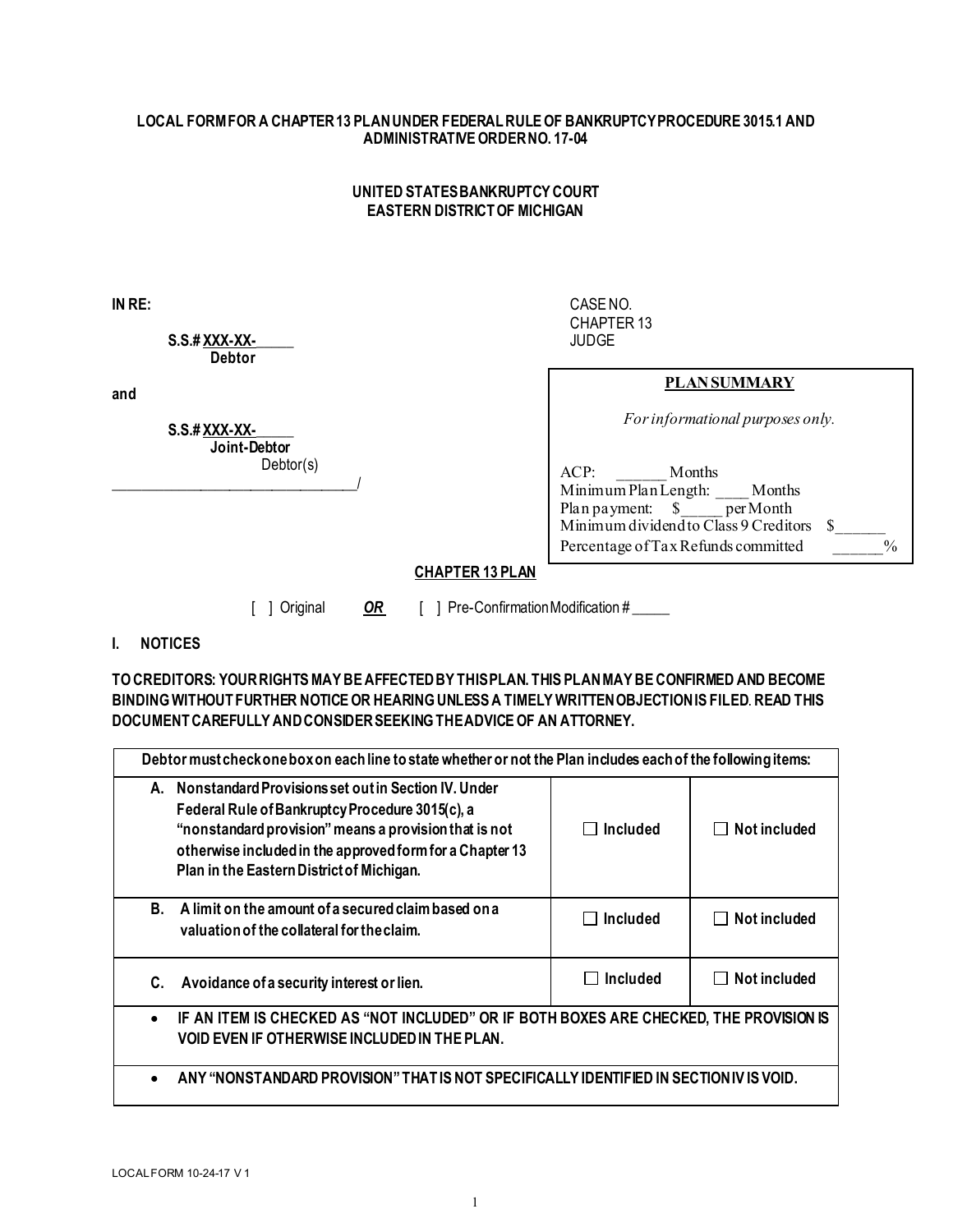**LOCAL FORM FOR A CHAPTER 13 PLAN UNDER FEDERAL RULE OF BANKRUPTCY PROCEDURE 3015.1 AND ADMINISTRATIVE ORDER NO. 17-04**

**UNITED STATES BANKRUPTCY COURT**
**EASTERN DISTRICT OF MICHIGAN**

**IN RE:**

**S.S.# XXX-XX-_____**
**Debtor**

**and**

**S.S.# XXX-XX-_____**
**Joint-Debtor**
Debtor(s)
_________________________________/

CASE NO.
CHAPTER 13
JUDGE

| **PLAN SUMMARY** |
|---|
| *For informational purposes only.* |
| ACP: ______ Months |
| Minimum Plan Length: ____ Months |
| Plan payment: $_____ per Month |
| Minimum dividend to Class 9 Creditors $______ |
| Percentage of Tax Refunds committed ______% |

**CHAPTER 13 PLAN**

[ ] Original ***OR*** [ ] Pre-Confirmation Modification # _____

## I. NOTICES

**TO CREDITORS: YOUR RIGHTS MAY BE AFFECTED BY THIS PLAN. THIS PLAN MAY BE CONFIRMED AND BECOME BINDING WITHOUT FURTHER NOTICE OR HEARING UNLESS A TIMELY WRITTEN OBJECTION IS FILED. READ THIS DOCUMENT CAREFULLY AND CONSIDER SEEKING THE ADVICE OF AN ATTORNEY.**

| **Debtor must check one box on each line to state whether or not the Plan includes each of the following items:** | | |
|---|---|---|
| **A. Nonstandard Provisions set out in Section IV. Under Federal Rule of Bankruptcy Procedure 3015(c), a "nonstandard provision" means a provision that is not otherwise included in the approved form for a Chapter 13 Plan in the Eastern District of Michigan.** | ☐ **Included** | ☐ **Not included** |
| **B. A limit on the amount of a secured claim based on a valuation of the collateral for the claim.** | ☐ **Included** | ☐ **Not included** |
| **C. Avoidance of a security interest or lien.** | ☐ **Included** | ☐ **Not included** |
| • **IF AN ITEM IS CHECKED AS "NOT INCLUDED" OR IF BOTH BOXES ARE CHECKED, THE PROVISION IS VOID EVEN IF OTHERWISE INCLUDED IN THE PLAN.** | | |
| • **ANY "NONSTANDARD PROVISION" THAT IS NOT SPECIFICALLY IDENTIFIED IN SECTION IV IS VOID.** | | |

LOCAL FORM 10-24-17 V 1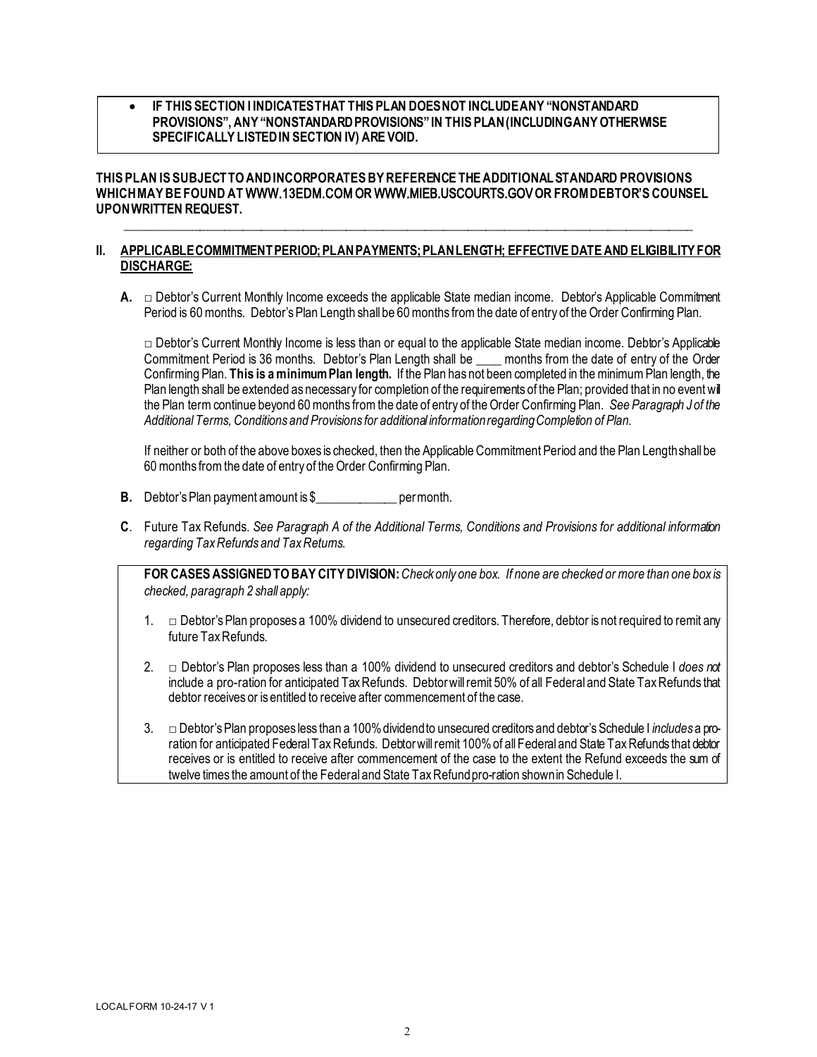- **IF THIS SECTION I INDICATES THAT THIS PLAN DOES NOT INCLUDE ANY "NONSTANDARD PROVISIONS", ANY "NONSTANDARD PROVISIONS" IN THIS PLAN (INCLUDING ANY OTHERWISE SPECIFICALLY LISTED IN SECTION IV) ARE VOID.**

**THIS PLAN IS SUBJECT TO AND INCORPORATES BY REFERENCE THE ADDITIONAL STANDARD PROVISIONS WHICH MAY BE FOUND AT WWW.13EDM.COM OR WWW.MIEB.USCOURTS.GOV OR FROM DEBTOR'S COUNSEL UPON WRITTEN REQUEST.**

---

## II. APPLICABLE COMMITMENT PERIOD; PLAN PAYMENTS; PLAN LENGTH; EFFECTIVE DATE AND ELIGIBILITY FOR DISCHARGE:

**A.** □ Debtor's Current Monthly Income exceeds the applicable State median income. Debtor's Applicable Commitment Period is 60 months. Debtor's Plan Length shall be 60 months from the date of entry of the Order Confirming Plan.

□ Debtor's Current Monthly Income is less than or equal to the applicable State median income. Debtor's Applicable Commitment Period is 36 months. Debtor's Plan Length shall be ____ months from the date of entry of the Order Confirming Plan. **This is a minimum Plan length.** If the Plan has not been completed in the minimum Plan length, the Plan length shall be extended as necessary for completion of the requirements of the Plan; provided that in no event will the Plan term continue beyond 60 months from the date of entry of the Order Confirming Plan. *See Paragraph J of the Additional Terms, Conditions and Provisions for additional information regarding Completion of Plan.*

If neither or both of the above boxes is checked, then the Applicable Commitment Period and the Plan Length shall be 60 months from the date of entry of the Order Confirming Plan.

**B.** Debtor's Plan payment amount is $____________ per month.

**C**. Future Tax Refunds. *See Paragraph A of the Additional Terms, Conditions and Provisions for additional information regarding Tax Refunds and Tax Returns.*

**FOR CASES ASSIGNED TO BAY CITY DIVISION:** *Check only one box. If none are checked or more than one box is checked, paragraph 2 shall apply:*

1. □ Debtor's Plan proposes a 100% dividend to unsecured creditors. Therefore, debtor is not required to remit any future Tax Refunds.

2. □ Debtor's Plan proposes less than a 100% dividend to unsecured creditors and debtor's Schedule I *does not* include a pro-ration for anticipated Tax Refunds. Debtor will remit 50% of all Federal and State Tax Refunds that debtor receives or is entitled to receive after commencement of the case.

3. □ Debtor's Plan proposes less than a 100% dividend to unsecured creditors and debtor's Schedule I *includes* a pro-ration for anticipated Federal Tax Refunds. Debtor will remit 100% of all Federal and State Tax Refunds that debtor receives or is entitled to receive after commencement of the case to the extent the Refund exceeds the sum of twelve times the amount of the Federal and State Tax Refund pro-ration shown in Schedule I.

LOCAL FORM 10-24-17 V 1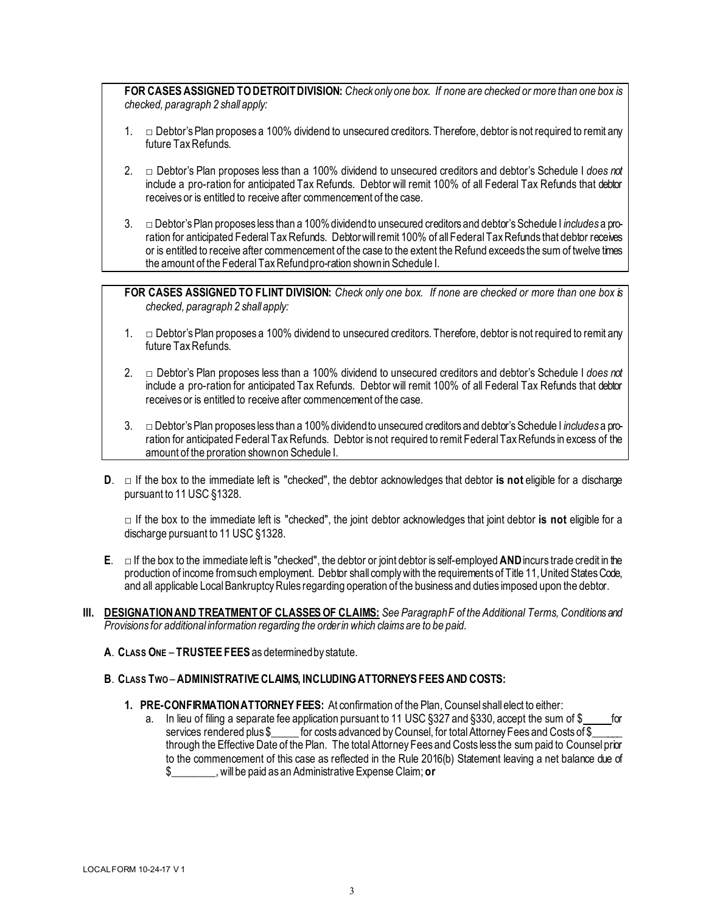**FOR CASES ASSIGNED TO DETROIT DIVISION:** *Check only one box. If none are checked or more than one box is checked, paragraph 2 shall apply:*

1. □ Debtor's Plan proposes a 100% dividend to unsecured creditors. Therefore, debtor is not required to remit any future Tax Refunds.

2. □ Debtor's Plan proposes less than a 100% dividend to unsecured creditors and debtor's Schedule I *does not* include a pro-ration for anticipated Tax Refunds. Debtor will remit 100% of all Federal Tax Refunds that debtor receives or is entitled to receive after commencement of the case.

3. □ Debtor's Plan proposes less than a 100% dividend to unsecured creditors and debtor's Schedule I *includes* a pro-ration for anticipated Federal Tax Refunds. Debtor will remit 100% of all Federal Tax Refunds that debtor receives or is entitled to receive after commencement of the case to the extent the Refund exceeds the sum of twelve times the amount of the Federal Tax Refund pro-ration shown in Schedule I.

**FOR CASES ASSIGNED TO FLINT DIVISION:** *Check only one box. If none are checked or more than one box is checked, paragraph 2 shall apply:*

1. □ Debtor's Plan proposes a 100% dividend to unsecured creditors. Therefore, debtor is not required to remit any future Tax Refunds.

2. □ Debtor's Plan proposes less than a 100% dividend to unsecured creditors and debtor's Schedule I *does not* include a pro-ration for anticipated Tax Refunds. Debtor will remit 100% of all Federal Tax Refunds that debtor receives or is entitled to receive after commencement of the case.

3. □ Debtor's Plan proposes less than a 100% dividend to unsecured creditors and debtor's Schedule I *includes* a pro-ration for anticipated Federal Tax Refunds. Debtor is not required to remit Federal Tax Refunds in excess of the amount of the proration shown on Schedule I.

**D**. □ If the box to the immediate left is "checked", the debtor acknowledges that debtor **is not** eligible for a discharge pursuant to 11 USC §1328.

□ If the box to the immediate left is "checked", the joint debtor acknowledges that joint debtor **is not** eligible for a discharge pursuant to 11 USC §1328.

**E**. □ If the box to the immediate left is "checked", the debtor or joint debtor is self-employed **AND** incurs trade credit in the production of income from such employment. Debtor shall comply with the requirements of Title 11, United States Code, and all applicable Local Bankruptcy Rules regarding operation of the business and duties imposed upon the debtor.

**III. <u>DESIGNATION AND TREATMENT OF CLASSES OF CLAIMS:</u>** *See Paragraph F of the Additional Terms, Conditions and Provisions for additional information regarding the order in which claims are to be paid.*

**A**. **CLASS ONE** – **TRUSTEE FEES** as determined by statute.

**B**. **CLASS TWO** – **ADMINISTRATIVE CLAIMS, INCLUDING ATTORNEYS FEES AND COSTS:**

**1. PRE-CONFIRMATION ATTORNEY FEES:** At confirmation of the Plan, Counsel shall elect to either:

a. In lieu of filing a separate fee application pursuant to 11 USC §327 and §330, accept the sum of $_____ for services rendered plus $_____ for costs advanced by Counsel, for total Attorney Fees and Costs of $_____ through the Effective Date of the Plan. The total Attorney Fees and Costs less the sum paid to Counsel prior to the commencement of this case as reflected in the Rule 2016(b) Statement leaving a net balance due of $________, will be paid as an Administrative Expense Claim; **or**

LOCAL FORM 10-24-17 V 1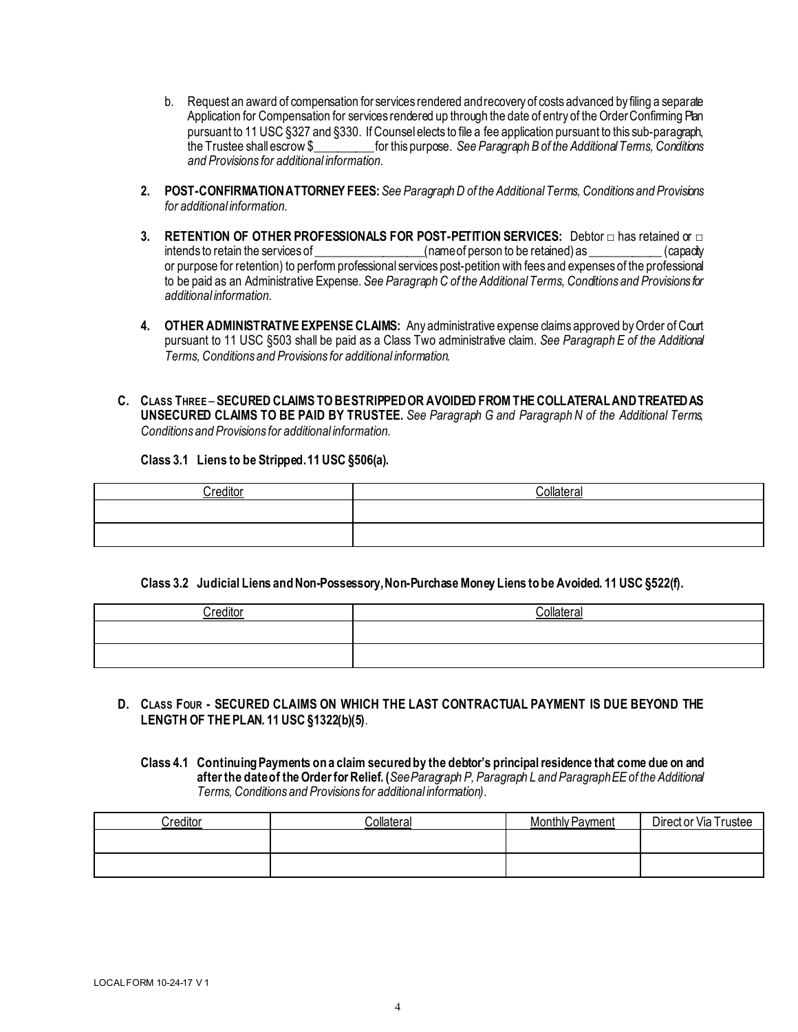b. Request an award of compensation for services rendered and recovery of costs advanced by filing a separate Application for Compensation for services rendered up through the date of entry of the Order Confirming Plan pursuant to 11 USC §327 and §330. If Counsel elects to file a fee application pursuant to this sub-paragraph, the Trustee shall escrow $__________ for this purpose. *See Paragraph B of the Additional Terms, Conditions and Provisions for additional information.*

2. **POST-CONFIRMATION ATTORNEY FEES:** *See Paragraph D of the Additional Terms, Conditions and Provisions for additional information.*

3. **RETENTION OF OTHER PROFESSIONALS FOR POST-PETITION SERVICES:** Debtor □ has retained or □ intends to retain the services of __________________(name of person to be retained) as ____________ (capacity or purpose for retention) to perform professional services post-petition with fees and expenses of the professional to be paid as an Administrative Expense. *See Paragraph C of the Additional Terms, Conditions and Provisions for additional information.*

4. **OTHER ADMINISTRATIVE EXPENSE CLAIMS:** Any administrative expense claims approved by Order of Court pursuant to 11 USC §503 shall be paid as a Class Two administrative claim. *See Paragraph E of the Additional Terms, Conditions and Provisions for additional information.*

**C. CLASS THREE – SECURED CLAIMS TO BE STRIPPED OR AVOIDED FROM THE COLLATERAL AND TREATED AS UNSECURED CLAIMS TO BE PAID BY TRUSTEE.** *See Paragraph G and Paragraph N of the Additional Terms, Conditions and Provisions for additional information.*

**Class 3.1 Liens to be Stripped. 11 USC §506(a).**

| Creditor | Collateral |
|---|---|
| | |
| | |

**Class 3.2 Judicial Liens and Non-Possessory, Non-Purchase Money Liens to be Avoided. 11 USC §522(f).**

| Creditor | Collateral |
|---|---|
| | |
| | |

**D. CLASS FOUR - SECURED CLAIMS ON WHICH THE LAST CONTRACTUAL PAYMENT IS DUE BEYOND THE LENGTH OF THE PLAN. 11 USC §1322(b)(5).**

**Class 4.1 Continuing Payments on a claim secured by the debtor's principal residence that come due on and after the date of the Order for Relief.** (*See Paragraph P, Paragraph L and Paragraph EE of the Additional Terms, Conditions and Provisions for additional information*).

| Creditor | Collateral | Monthly Payment | Direct or Via Trustee |
|---|---|---|---|
| | | | |
| | | | |

LOCAL FORM 10-24-17 V 1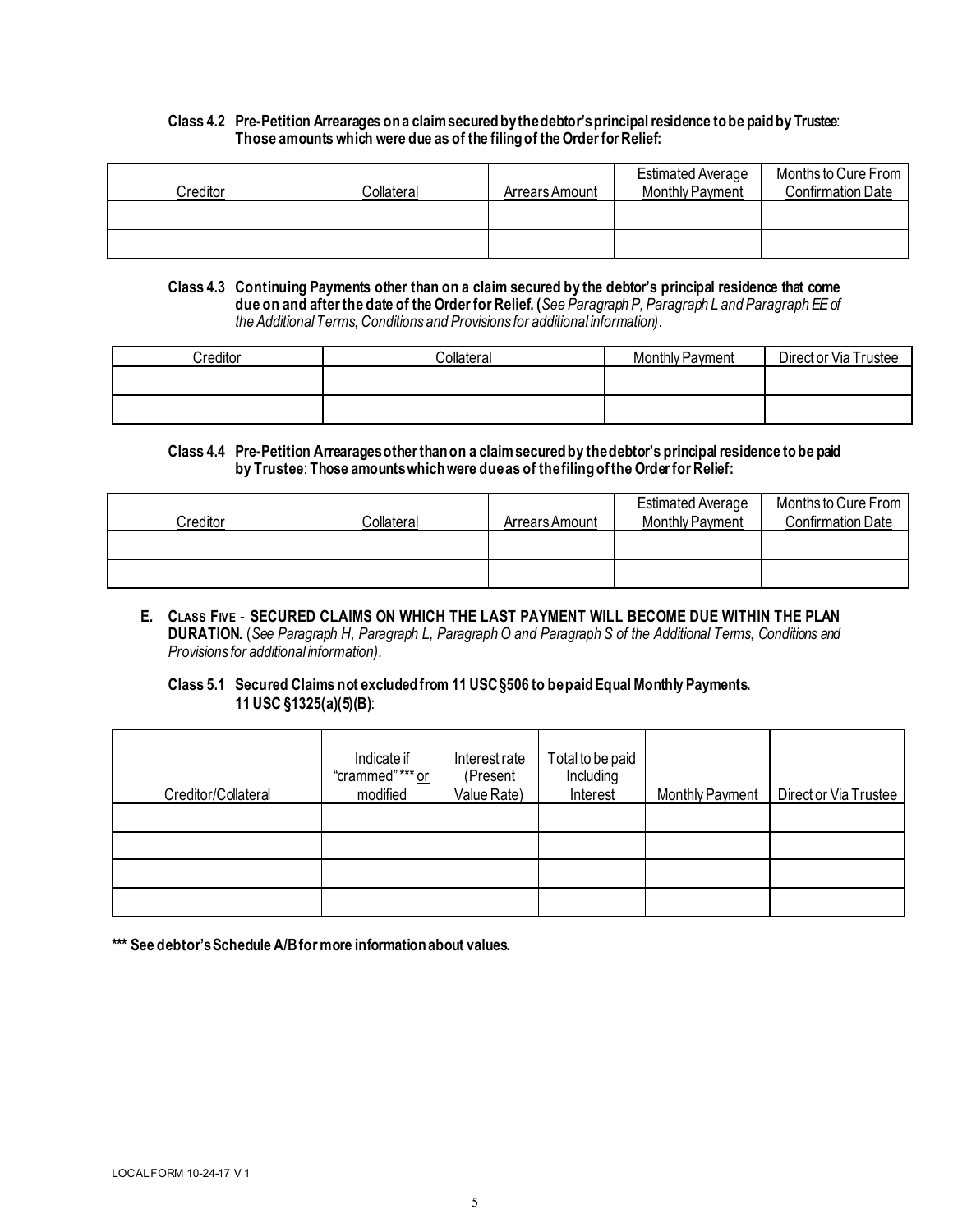**Class 4.2 Pre-Petition Arrearages on a claim secured by the debtor's principal residence to be paid by Trustee: Those amounts which were due as of the filing of the Order for Relief:**

| Creditor | Collateral | Arrears Amount | Estimated Average Monthly Payment | Months to Cure From Confirmation Date |
|---|---|---|---|---|
| | | | | |
| | | | | |

**Class 4.3 Continuing Payments other than on a claim secured by the debtor's principal residence that come due on and after the date of the Order for Relief.** (*See Paragraph P, Paragraph L and Paragraph EE of the Additional Terms, Conditions and Provisions for additional information)*.

| Creditor | Collateral | Monthly Payment | Direct or Via Trustee |
|---|---|---|---|
| | | | |
| | | | |

**Class 4.4 Pre-Petition Arrearages other than on a claim secured by the debtor's principal residence to be paid by Trustee: Those amounts which were due as of the filing of the Order for Relief:**

| Creditor | Collateral | Arrears Amount | Estimated Average Monthly Payment | Months to Cure From Confirmation Date |
|---|---|---|---|---|
| | | | | |
| | | | | |

**E. CLASS FIVE - SECURED CLAIMS ON WHICH THE LAST PAYMENT WILL BECOME DUE WITHIN THE PLAN DURATION.** (*See Paragraph H, Paragraph L, Paragraph O and Paragraph S of the Additional Terms, Conditions and Provisions for additional information).*

**Class 5.1 Secured Claims not excluded from 11 USC §506 to be paid Equal Monthly Payments. 11 USC §1325(a)(5)(B):**

| Creditor/Collateral | Indicate if "crammed"*** or modified | Interest rate (Present Value Rate) | Total to be paid Including Interest | Monthly Payment | Direct or Via Trustee |
|---|---|---|---|---|---|
| | | | | | |
| | | | | | |
| | | | | | |
| | | | | | |

**\*\*\* See debtor's Schedule A/B for more information about values.**

LOCAL FORM 10-24-17 V 1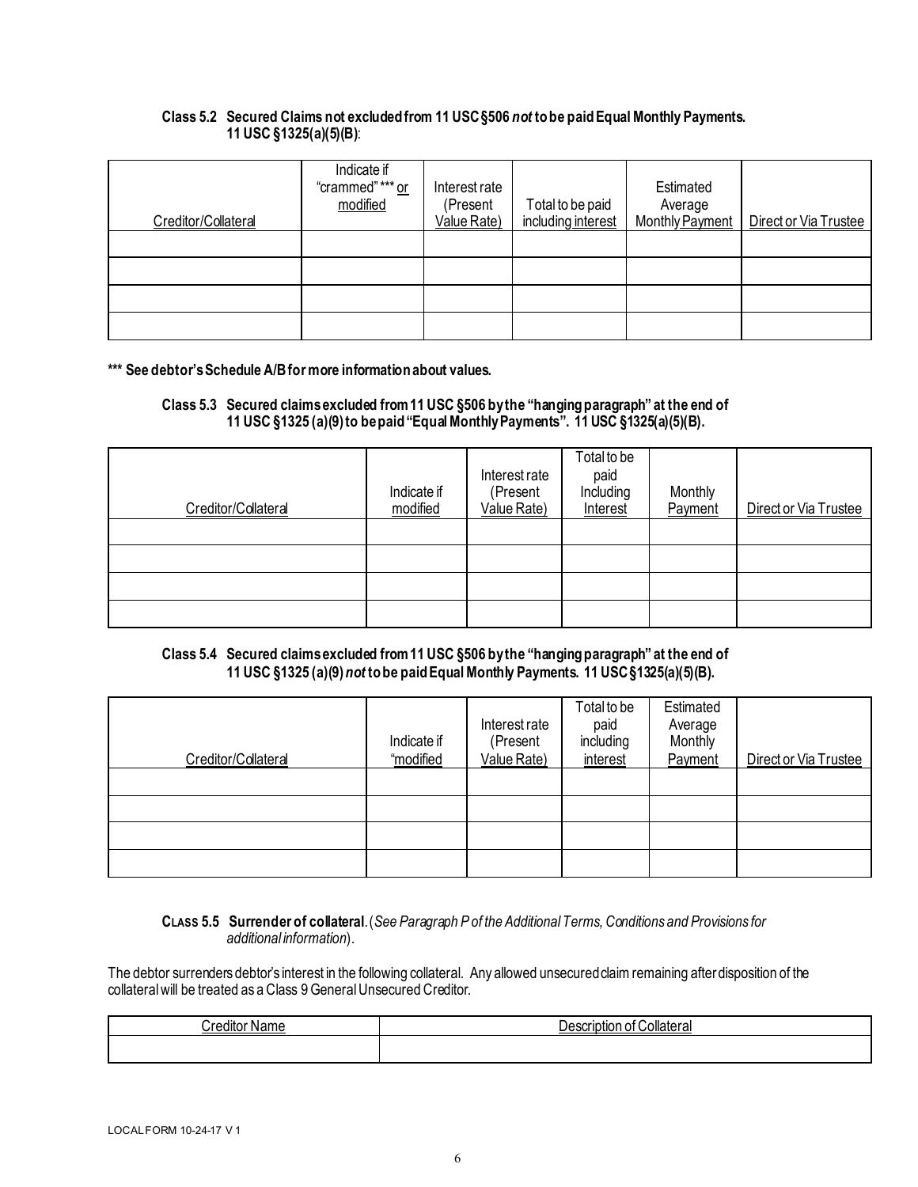**Class 5.2 Secured Claims not excluded from 11 USC §506 *not* to be paid Equal Monthly Payments. 11 USC §1325(a)(5)(B)**:

| Creditor/Collateral | Indicate if "crammed" *** or modified | Interest rate (Present Value Rate) | Total to be paid including interest | Estimated Average Monthly Payment | Direct or Via Trustee |
|---|---|---|---|---|---|
| | | | | | |
| | | | | | |
| | | | | | |
| | | | | | |

**\*** See debtor's Schedule A/B for more information about values.**

**Class 5.3 Secured claims excluded from 11 USC §506 by the "hanging paragraph" at the end of 11 USC §1325 (a)(9) to be paid "Equal Monthly Payments". 11 USC §1325(a)(5)(B).**

| Creditor/Collateral | Indicate if modified | Interest rate (Present Value Rate) | Total to be paid Including Interest | Monthly Payment | Direct or Via Trustee |
|---|---|---|---|---|---|
| | | | | | |
| | | | | | |
| | | | | | |
| | | | | | |

**Class 5.4 Secured claims excluded from 11 USC §506 by the "hanging paragraph" at the end of 11 USC §1325 (a)(9) *not* to be paid Equal Monthly Payments. 11 USC §1325(a)(5)(B).**

| Creditor/Collateral | Indicate if "modified | Interest rate (Present Value Rate) | Total to be paid including interest | Estimated Average Monthly Payment | Direct or Via Trustee |
|---|---|---|---|---|---|
| | | | | | |
| | | | | | |
| | | | | | |
| | | | | | |

**CLASS 5.5 Surrender of collateral**. (*See Paragraph P of the Additional Terms, Conditions and Provisions for additional information*).

The debtor surrenders debtor's interest in the following collateral. Any allowed unsecured claim remaining after disposition of the collateral will be treated as a Class 9 General Unsecured Creditor.

| Creditor Name | Description of Collateral |
|---|---|
| | |

LOCAL FORM 10-24-17 V 1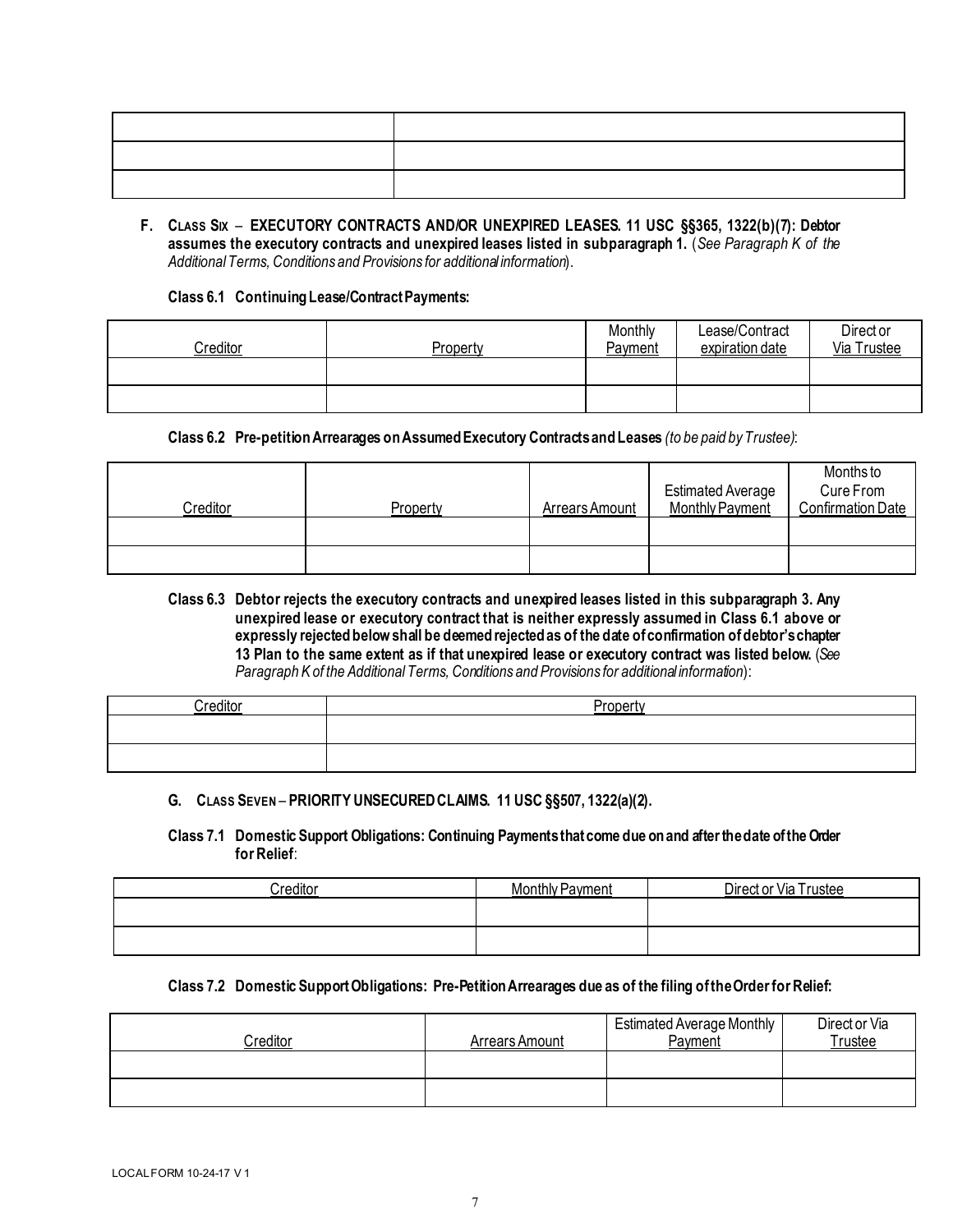| | |
|---|---|
| | |
| | |
| | |

**F. CLASS SIX – EXECUTORY CONTRACTS AND/OR UNEXPIRED LEASES. 11 USC §§365, 1322(b)(7): Debtor assumes the executory contracts and unexpired leases listed in subparagraph 1.** (*See Paragraph K of the Additional Terms, Conditions and Provisions for additional information*).

**Class 6.1 Continuing Lease/Contract Payments:**

| Creditor | Property | Monthly Payment | Lease/Contract expiration date | Direct or Via Trustee |
|---|---|---|---|---|
| | | | | |
| | | | | |

**Class 6.2 Pre-petition Arrearages on Assumed Executory Contracts and Leases** *(to be paid by Trustee)*:

| Creditor | Property | Arrears Amount | Estimated Average Monthly Payment | Months to Cure From Confirmation Date |
|---|---|---|---|---|
| | | | | |
| | | | | |

**Class 6.3 Debtor rejects the executory contracts and unexpired leases listed in this subparagraph 3. Any unexpired lease or executory contract that is neither expressly assumed in Class 6.1 above or expressly rejected below shall be deemed rejected as of the date of confirmation of debtor's chapter 13 Plan to the same extent as if that unexpired lease or executory contract was listed below.** (*See Paragraph K of the Additional Terms, Conditions and Provisions for additional information*):

| Creditor | Property |
|---|---|
| | |
| | |

**G. CLASS SEVEN – PRIORITY UNSECURED CLAIMS. 11 USC §§507, 1322(a)(2).**

**Class 7.1 Domestic Support Obligations: Continuing Payments that come due on and after the date of the Order for Relief**:

| Creditor | Monthly Payment | Direct or Via Trustee |
|---|---|---|
| | | |
| | | |

**Class 7.2 Domestic Support Obligations: Pre-Petition Arrearages due as of the filing of the Order for Relief:**

| Creditor | Arrears Amount | Estimated Average Monthly Payment | Direct or Via Trustee |
|---|---|---|---|
| | | | |
| | | | |

LOCAL FORM 10-24-17 V 1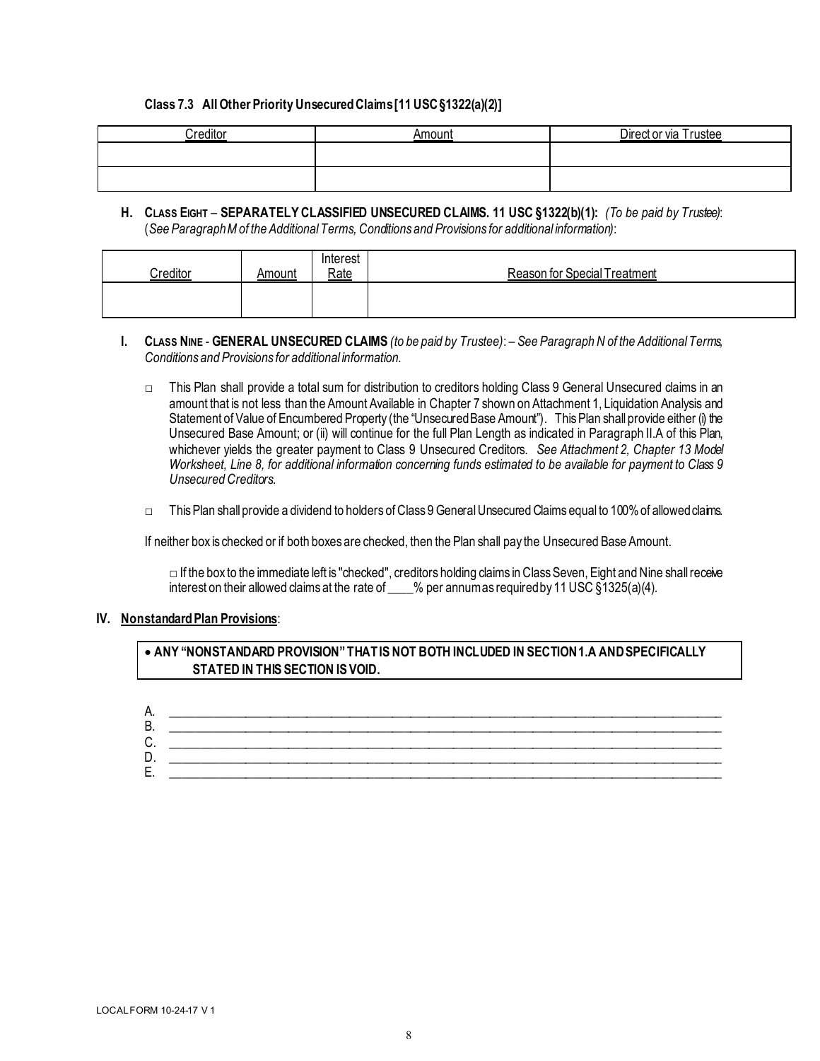**Class 7.3 All Other Priority Unsecured Claims [11 USC §1322(a)(2)]**

| Creditor | Amount | Direct or via Trustee |
|---|---|---|
| | | |
| | | |

**H. CLASS EIGHT – SEPARATELY CLASSIFIED UNSECURED CLAIMS. 11 USC §1322(b)(1):** *(To be paid by Trustee)*: (*See Paragraph M of the Additional Terms, Conditions and Provisions for additional information)*:

| Creditor | Amount | Interest Rate | Reason for Special Treatment |
|---|---|---|---|
| | | | |

**I. CLASS NINE - GENERAL UNSECURED CLAIMS** *(to be paid by Trustee)*: *– See Paragraph N of the Additional Terms, Conditions and Provisions for additional information.*

□ This Plan shall provide a total sum for distribution to creditors holding Class 9 General Unsecured claims in an amount that is not less than the Amount Available in Chapter 7 shown on Attachment 1, Liquidation Analysis and Statement of Value of Encumbered Property (the "Unsecured Base Amount"). This Plan shall provide either (i) the Unsecured Base Amount; or (ii) will continue for the full Plan Length as indicated in Paragraph II.A of this Plan, whichever yields the greater payment to Class 9 Unsecured Creditors. *See Attachment 2, Chapter 13 Model Worksheet, Line 8, for additional information concerning funds estimated to be available for payment to Class 9 Unsecured Creditors.*

□ This Plan shall provide a dividend to holders of Class 9 General Unsecured Claims equal to 100% of allowed claims.

If neither box is checked or if both boxes are checked, then the Plan shall pay the Unsecured Base Amount.

□ If the box to the immediate left is "checked", creditors holding claims in Class Seven, Eight and Nine shall receive interest on their allowed claims at the rate of ____% per annum as required by 11 USC §1325(a)(4).

## IV. Nonstandard Plan Provisions:

- **ANY "NONSTANDARD PROVISION" THAT IS NOT BOTH INCLUDED IN SECTION 1.A AND SPECIFICALLY STATED IN THIS SECTION IS VOID.**

A. ____________________________________________________________

B. ____________________________________________________________

C. ____________________________________________________________

D. ____________________________________________________________

E. ____________________________________________________________

LOCAL FORM 10-24-17 V 1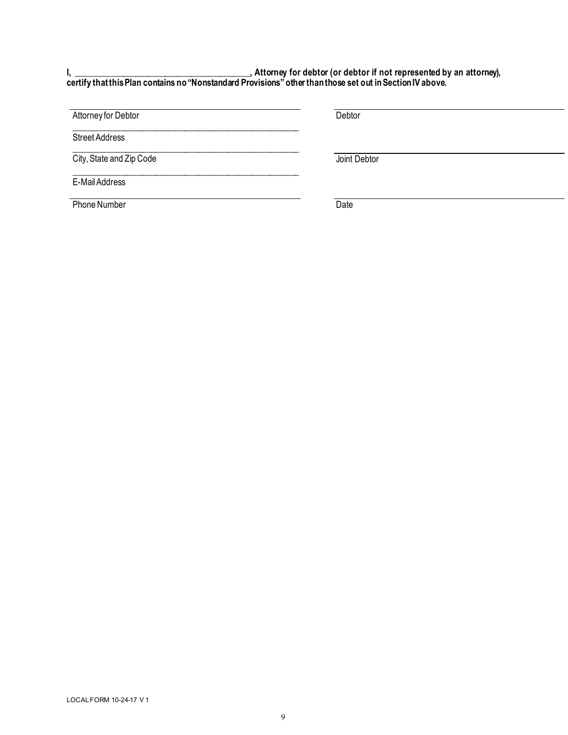**I, ______________________________________, Attorney for debtor (or debtor if not represented by an attorney), certify that this Plan contains no "Nonstandard Provisions" other than those set out in Section IV above.**

| | |
|---|---|
| ______________________________ | ______________________________ |
| Attorney for Debtor | Debtor |
| ______________________________ | |
| Street Address | |
| ______________________________ | ______________________________ |
| City, State and Zip Code | Joint Debtor |
| ______________________________ | |
| E-Mail Address | |
| ______________________________ | ______________________________ |
| Phone Number | Date |

LOCAL FORM 10-24-17 V 1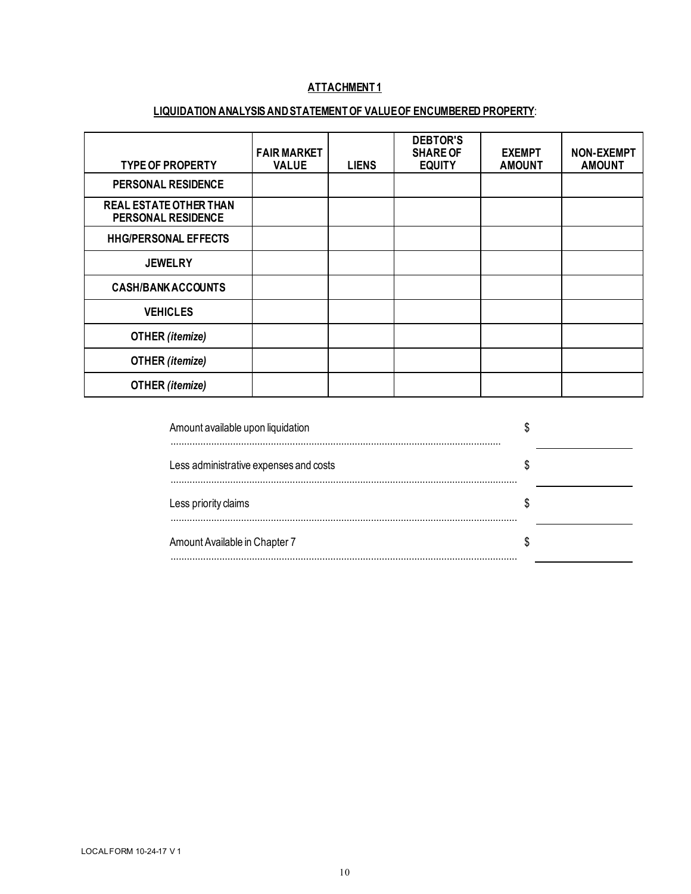**ATTACHMENT 1**

**LIQUIDATION ANALYSIS AND STATEMENT OF VALUE OF ENCUMBERED PROPERTY**:

| TYPE OF PROPERTY | FAIR MARKET VALUE | LIENS | DEBTOR'S SHARE OF EQUITY | EXEMPT AMOUNT | NON-EXEMPT AMOUNT |
|---|---|---|---|---|---|
| **PERSONAL RESIDENCE** | | | | | |
| **REAL ESTATE OTHER THAN PERSONAL RESIDENCE** | | | | | |
| **HHG/PERSONAL EFFECTS** | | | | | |
| **JEWELRY** | | | | | |
| **CASH/BANK ACCOUNTS** | | | | | |
| **VEHICLES** | | | | | |
| **OTHER *(itemize)*** | | | | | |
| **OTHER *(itemize)*** | | | | | |
| **OTHER *(itemize)*** | | | | | |

Amount available upon liquidation ........................................ $ __________

Less administrative expenses and costs ........................................ $ __________

Less priority claims ........................................ $ __________

Amount Available in Chapter 7 ........................................ $ __________

LOCAL FORM 10-24-17 V 1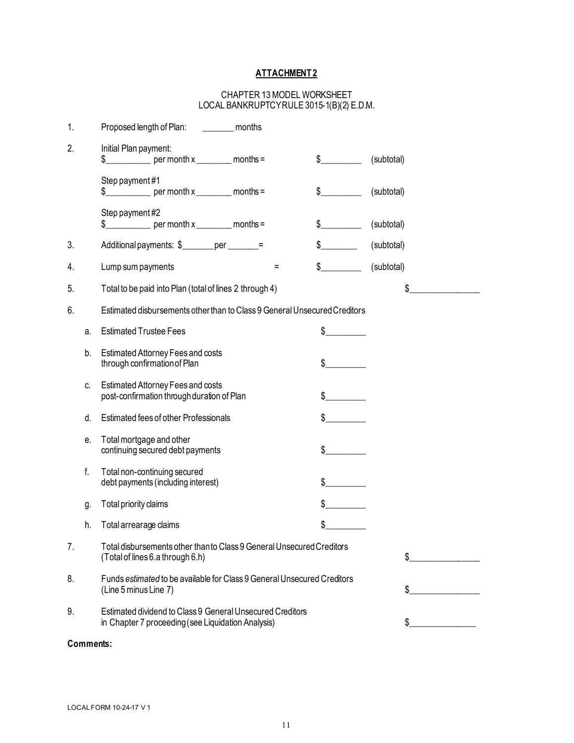**ATTACHMENT 2**

CHAPTER 13 MODEL WORKSHEET
LOCAL BANKRUPTCY RULE 3015-1(B)(2) E.D.M.

1. Proposed length of Plan: _______ months

2. Initial Plan payment:
   $__________ per month x ________ months = $_________ (subtotal)

   Step payment #1
   $__________ per month x ________ months = $_________ (subtotal)

   Step payment #2
   $__________ per month x ________ months = $_________ (subtotal)

3. Additional payments: $_______ per _______= $________ (subtotal)

4. Lump sum payments = $_________ (subtotal)

5. Total to be paid into Plan (total of lines 2 through 4) $_______________

6. Estimated disbursements other than to Class 9 General Unsecured Creditors

   a. Estimated Trustee Fees $_________

   b. Estimated Attorney Fees and costs through confirmation of Plan $_________

   c. Estimated Attorney Fees and costs post-confirmation through duration of Plan $_________

   d. Estimated fees of other Professionals $_________

   e. Total mortgage and other continuing secured debt payments $_________

   f. Total non-continuing secured debt payments (including interest) $_________

   g. Total priority claims $_________

   h. Total arrearage claims $_________

7. Total disbursements other than to Class 9 General Unsecured Creditors (Total of lines 6.a through 6.h) $_______________

8. Funds *estimated* to be available for Class 9 General Unsecured Creditors (Line 5 minus Line 7) $_______________

9. Estimated dividend to Class 9 General Unsecured Creditors in Chapter 7 proceeding (see Liquidation Analysis) $_______________

**Comments:**

LOCAL FORM 10-24-17 V 1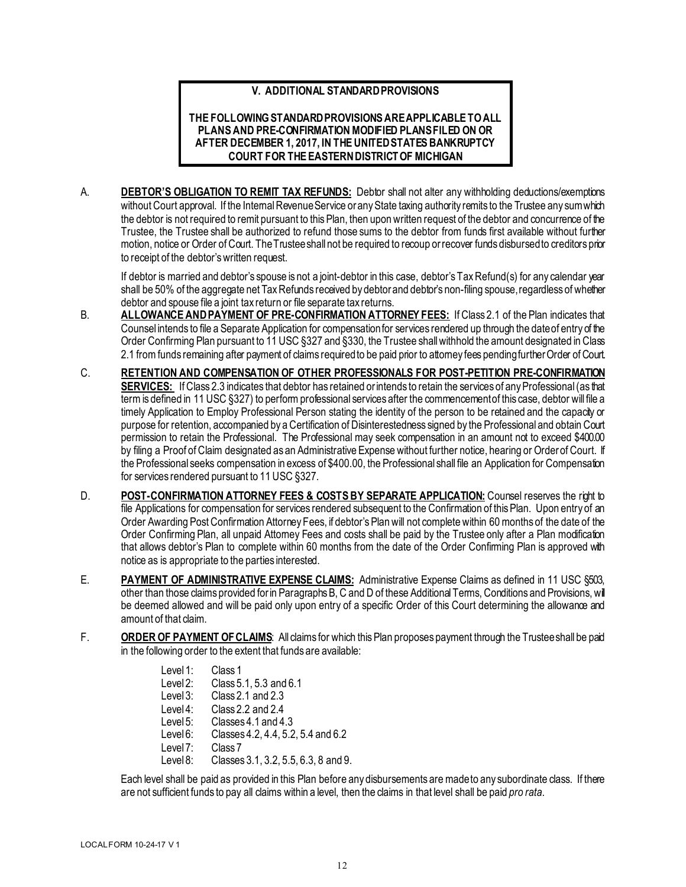## V. ADDITIONAL STANDARD PROVISIONS

**THE FOLLOWING STANDARD PROVISIONS ARE APPLICABLE TO ALL PLANS AND PRE-CONFIRMATION MODIFIED PLANS FILED ON OR AFTER DECEMBER 1, 2017, IN THE UNITED STATES BANKRUPTCY COURT FOR THE EASTERN DISTRICT OF MICHIGAN**

A. **DEBTOR'S OBLIGATION TO REMIT TAX REFUNDS:** Debtor shall not alter any withholding deductions/exemptions without Court approval. If the Internal Revenue Service or any State taxing authority remits to the Trustee any sum which the debtor is not required to remit pursuant to this Plan, then upon written request of the debtor and concurrence of the Trustee, the Trustee shall be authorized to refund those sums to the debtor from funds first available without further motion, notice or Order of Court. The Trustee shall not be required to recoup or recover funds disbursed to creditors prior to receipt of the debtor's written request.

   If debtor is married and debtor's spouse is not a joint-debtor in this case, debtor's Tax Refund(s) for any calendar year shall be 50% of the aggregate net Tax Refunds received by debtor and debtor's non-filing spouse, regardless of whether debtor and spouse file a joint tax return or file separate tax returns.

B. **ALLOWANCE AND PAYMENT OF PRE-CONFIRMATION ATTORNEY FEES:** If Class 2.1 of the Plan indicates that Counsel intends to file a Separate Application for compensation for services rendered up through the date of entry of the Order Confirming Plan pursuant to 11 USC §327 and §330, the Trustee shall withhold the amount designated in Class 2.1 from funds remaining after payment of claims required to be paid prior to attorney fees pending further Order of Court.

C. **RETENTION AND COMPENSATION OF OTHER PROFESSIONALS FOR POST-PETITION PRE-CONFIRMATION SERVICES:** If Class 2.3 indicates that debtor has retained or intends to retain the services of any Professional (as that term is defined in 11 USC §327) to perform professional services after the commencement of this case, debtor will file a timely Application to Employ Professional Person stating the identity of the person to be retained and the capacity or purpose for retention, accompanied by a Certification of Disinterestedness signed by the Professional and obtain Court permission to retain the Professional. The Professional may seek compensation in an amount not to exceed $400.00 by filing a Proof of Claim designated as an Administrative Expense without further notice, hearing or Order of Court. If the Professional seeks compensation in excess of $400.00, the Professional shall file an Application for Compensation for services rendered pursuant to 11 USC §327.

D. **POST-CONFIRMATION ATTORNEY FEES & COSTS BY SEPARATE APPLICATION:** Counsel reserves the right to file Applications for compensation for services rendered subsequent to the Confirmation of this Plan. Upon entry of an Order Awarding Post Confirmation Attorney Fees, if debtor's Plan will not complete within 60 months of the date of the Order Confirming Plan, all unpaid Attorney Fees and costs shall be paid by the Trustee only after a Plan modification that allows debtor's Plan to complete within 60 months from the date of the Order Confirming Plan is approved with notice as is appropriate to the parties interested.

E. **PAYMENT OF ADMINISTRATIVE EXPENSE CLAIMS:** Administrative Expense Claims as defined in 11 USC §503, other than those claims provided for in Paragraphs B, C and D of these Additional Terms, Conditions and Provisions, will be deemed allowed and will be paid only upon entry of a specific Order of this Court determining the allowance and amount of that claim.

F. **ORDER OF PAYMENT OF CLAIMS**: All claims for which this Plan proposes payment through the Trustee shall be paid in the following order to the extent that funds are available:

   Level 1: Class 1
   Level 2: Class 5.1, 5.3 and 6.1
   Level 3: Class 2.1 and 2.3
   Level 4: Class 2.2 and 2.4
   Level 5: Classes 4.1 and 4.3
   Level 6: Classes 4.2, 4.4, 5.2, 5.4 and 6.2
   Level 7: Class 7
   Level 8: Classes 3.1, 3.2, 5.5, 6.3, 8 and 9.

   Each level shall be paid as provided in this Plan before any disbursements are made to any subordinate class. If there are not sufficient funds to pay all claims within a level, then the claims in that level shall be paid *pro rata*.

LOCAL FORM 10-24-17 V 1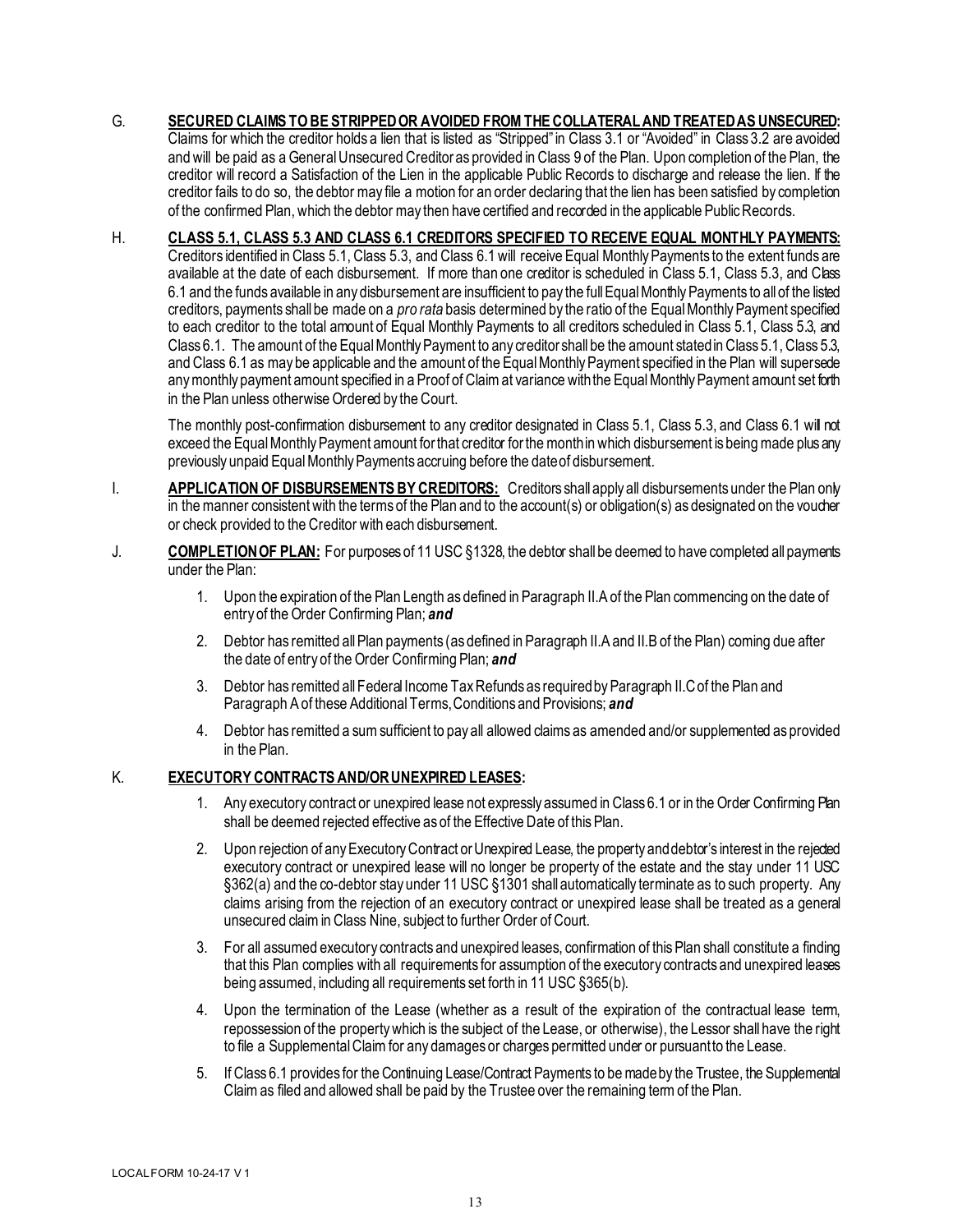G. **SECURED CLAIMS TO BE STRIPPED OR AVOIDED FROM THE COLLATERAL AND TREATED AS UNSECURED:** Claims for which the creditor holds a lien that is listed as "Stripped" in Class 3.1 or "Avoided" in Class 3.2 are avoided and will be paid as a General Unsecured Creditor as provided in Class 9 of the Plan. Upon completion of the Plan, the creditor will record a Satisfaction of the Lien in the applicable Public Records to discharge and release the lien. If the creditor fails to do so, the debtor may file a motion for an order declaring that the lien has been satisfied by completion of the confirmed Plan, which the debtor may then have certified and recorded in the applicable Public Records.

H. **CLASS 5.1, CLASS 5.3 AND CLASS 6.1 CREDITORS SPECIFIED TO RECEIVE EQUAL MONTHLY PAYMENTS:** Creditors identified in Class 5.1, Class 5.3, and Class 6.1 will receive Equal Monthly Payments to the extent funds are available at the date of each disbursement. If more than one creditor is scheduled in Class 5.1, Class 5.3, and Class 6.1 and the funds available in any disbursement are insufficient to pay the full Equal Monthly Payments to all of the listed creditors, payments shall be made on a *pro rata* basis determined by the ratio of the Equal Monthly Payment specified to each creditor to the total amount of Equal Monthly Payments to all creditors scheduled in Class 5.1, Class 5.3, and Class 6.1. The amount of the Equal Monthly Payment to any creditor shall be the amount stated in Class 5.1, Class 5.3, and Class 6.1 as may be applicable and the amount of the Equal Monthly Payment specified in the Plan will supersede any monthly payment amount specified in a Proof of Claim at variance with the Equal Monthly Payment amount set forth in the Plan unless otherwise Ordered by the Court.

The monthly post-confirmation disbursement to any creditor designated in Class 5.1, Class 5.3, and Class 6.1 will not exceed the Equal Monthly Payment amount for that creditor for the month in which disbursement is being made plus any previously unpaid Equal Monthly Payments accruing before the date of disbursement.

I. **APPLICATION OF DISBURSEMENTS BY CREDITORS:** Creditors shall apply all disbursements under the Plan only in the manner consistent with the terms of the Plan and to the account(s) or obligation(s) as designated on the voucher or check provided to the Creditor with each disbursement.

J. **COMPLETION OF PLAN:** For purposes of 11 USC §1328, the debtor shall be deemed to have completed all payments under the Plan:

1. Upon the expiration of the Plan Length as defined in Paragraph II.A of the Plan commencing on the date of entry of the Order Confirming Plan; ***and***
2. Debtor has remitted all Plan payments (as defined in Paragraph II.A and II.B of the Plan) coming due after the date of entry of the Order Confirming Plan; ***and***
3. Debtor has remitted all Federal Income Tax Refunds as required by Paragraph II.C of the Plan and Paragraph A of these Additional Terms, Conditions and Provisions; ***and***
4. Debtor has remitted a sum sufficient to pay all allowed claims as amended and/or supplemented as provided in the Plan.

K. **EXECUTORY CONTRACTS AND/OR UNEXPIRED LEASES:**

1. Any executory contract or unexpired lease not expressly assumed in Class 6.1 or in the Order Confirming Plan shall be deemed rejected effective as of the Effective Date of this Plan.
2. Upon rejection of any Executory Contract or Unexpired Lease, the property and debtor's interest in the rejected executory contract or unexpired lease will no longer be property of the estate and the stay under 11 USC §362(a) and the co-debtor stay under 11 USC §1301 shall automatically terminate as to such property. Any claims arising from the rejection of an executory contract or unexpired lease shall be treated as a general unsecured claim in Class Nine, subject to further Order of Court.
3. For all assumed executory contracts and unexpired leases, confirmation of this Plan shall constitute a finding that this Plan complies with all requirements for assumption of the executory contracts and unexpired leases being assumed, including all requirements set forth in 11 USC §365(b).
4. Upon the termination of the Lease (whether as a result of the expiration of the contractual lease term, repossession of the property which is the subject of the Lease, or otherwise), the Lessor shall have the right to file a Supplemental Claim for any damages or charges permitted under or pursuant to the Lease.
5. If Class 6.1 provides for the Continuing Lease/Contract Payments to be made by the Trustee, the Supplemental Claim as filed and allowed shall be paid by the Trustee over the remaining term of the Plan.

LOCAL FORM 10-24-17 V 1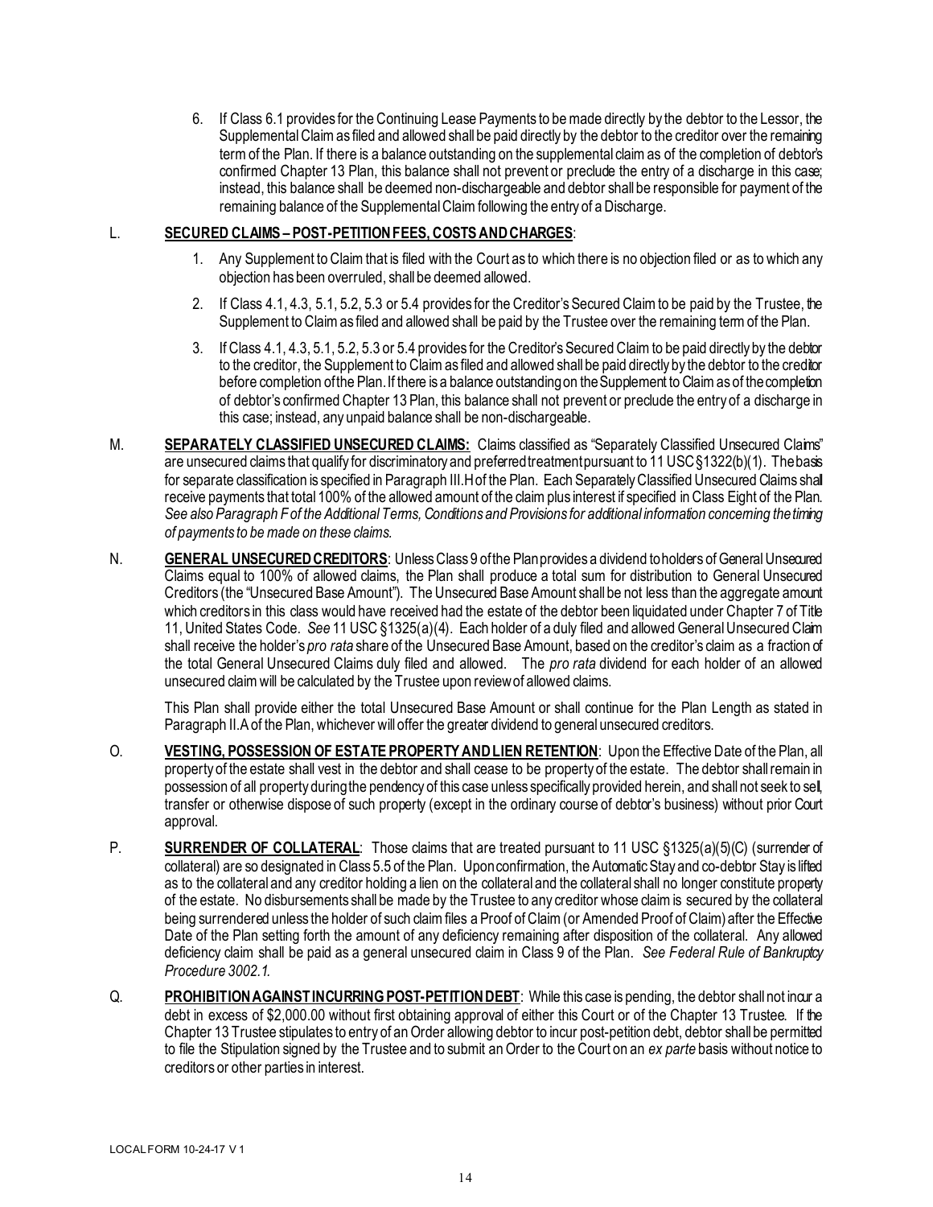6. If Class 6.1 provides for the Continuing Lease Payments to be made directly by the debtor to the Lessor, the Supplemental Claim as filed and allowed shall be paid directly by the debtor to the creditor over the remaining term of the Plan. If there is a balance outstanding on the supplemental claim as of the completion of debtor's confirmed Chapter 13 Plan, this balance shall not prevent or preclude the entry of a discharge in this case; instead, this balance shall be deemed non-dischargeable and debtor shall be responsible for payment of the remaining balance of the Supplemental Claim following the entry of a Discharge.

L. **SECURED CLAIMS – POST-PETITION FEES, COSTS AND CHARGES**:

1. Any Supplement to Claim that is filed with the Court as to which there is no objection filed or as to which any objection has been overruled, shall be deemed allowed.
2. If Class 4.1, 4.3, 5.1, 5.2, 5.3 or 5.4 provides for the Creditor's Secured Claim to be paid by the Trustee, the Supplement to Claim as filed and allowed shall be paid by the Trustee over the remaining term of the Plan.
3. If Class 4.1, 4.3, 5.1, 5.2, 5.3 or 5.4 provides for the Creditor's Secured Claim to be paid directly by the debtor to the creditor, the Supplement to Claim as filed and allowed shall be paid directly by the debtor to the creditor before completion of the Plan. If there is a balance outstanding on the Supplement to Claim as of the completion of debtor's confirmed Chapter 13 Plan, this balance shall not prevent or preclude the entry of a discharge in this case; instead, any unpaid balance shall be non-dischargeable.

M. **SEPARATELY CLASSIFIED UNSECURED CLAIMS:** Claims classified as "Separately Classified Unsecured Claims" are unsecured claims that qualify for discriminatory and preferred treatment pursuant to 11 USC §1322(b)(1). The basis for separate classification is specified in Paragraph III.H of the Plan. Each Separately Classified Unsecured Claims shall receive payments that total 100% of the allowed amount of the claim plus interest if specified in Class Eight of the Plan. *See also Paragraph F of the Additional Terms, Conditions and Provisions for additional information concerning the timing of payments to be made on these claims.*

N. **GENERAL UNSECURED CREDITORS**: Unless Class 9 of the Plan provides a dividend to holders of General Unsecured Claims equal to 100% of allowed claims, the Plan shall produce a total sum for distribution to General Unsecured Creditors (the "Unsecured Base Amount"). The Unsecured Base Amount shall be not less than the aggregate amount which creditors in this class would have received had the estate of the debtor been liquidated under Chapter 7 of Title 11, United States Code. *See* 11 USC §1325(a)(4). Each holder of a duly filed and allowed General Unsecured Claim shall receive the holder's *pro rata* share of the Unsecured Base Amount, based on the creditor's claim as a fraction of the total General Unsecured Claims duly filed and allowed. The *pro rata* dividend for each holder of an allowed unsecured claim will be calculated by the Trustee upon review of allowed claims.

This Plan shall provide either the total Unsecured Base Amount or shall continue for the Plan Length as stated in Paragraph II.A of the Plan, whichever will offer the greater dividend to general unsecured creditors.

O. **VESTING, POSSESSION OF ESTATE PROPERTY AND LIEN RETENTION**: Upon the Effective Date of the Plan, all property of the estate shall vest in the debtor and shall cease to be property of the estate. The debtor shall remain in possession of all property during the pendency of this case unless specifically provided herein, and shall not seek to sell, transfer or otherwise dispose of such property (except in the ordinary course of debtor's business) without prior Court approval.

P. **SURRENDER OF COLLATERAL**: Those claims that are treated pursuant to 11 USC §1325(a)(5)(C) (surrender of collateral) are so designated in Class 5.5 of the Plan. Upon confirmation, the Automatic Stay and co-debtor Stay is lifted as to the collateral and any creditor holding a lien on the collateral and the collateral shall no longer constitute property of the estate. No disbursements shall be made by the Trustee to any creditor whose claim is secured by the collateral being surrendered unless the holder of such claim files a Proof of Claim (or Amended Proof of Claim) after the Effective Date of the Plan setting forth the amount of any deficiency remaining after disposition of the collateral. Any allowed deficiency claim shall be paid as a general unsecured claim in Class 9 of the Plan. *See Federal Rule of Bankruptcy Procedure 3002.1.*

Q. **PROHIBITION AGAINST INCURRING POST-PETITION DEBT**: While this case is pending, the debtor shall not incur a debt in excess of $2,000.00 without first obtaining approval of either this Court or of the Chapter 13 Trustee. If the Chapter 13 Trustee stipulates to entry of an Order allowing debtor to incur post-petition debt, debtor shall be permitted to file the Stipulation signed by the Trustee and to submit an Order to the Court on an *ex parte* basis without notice to creditors or other parties in interest.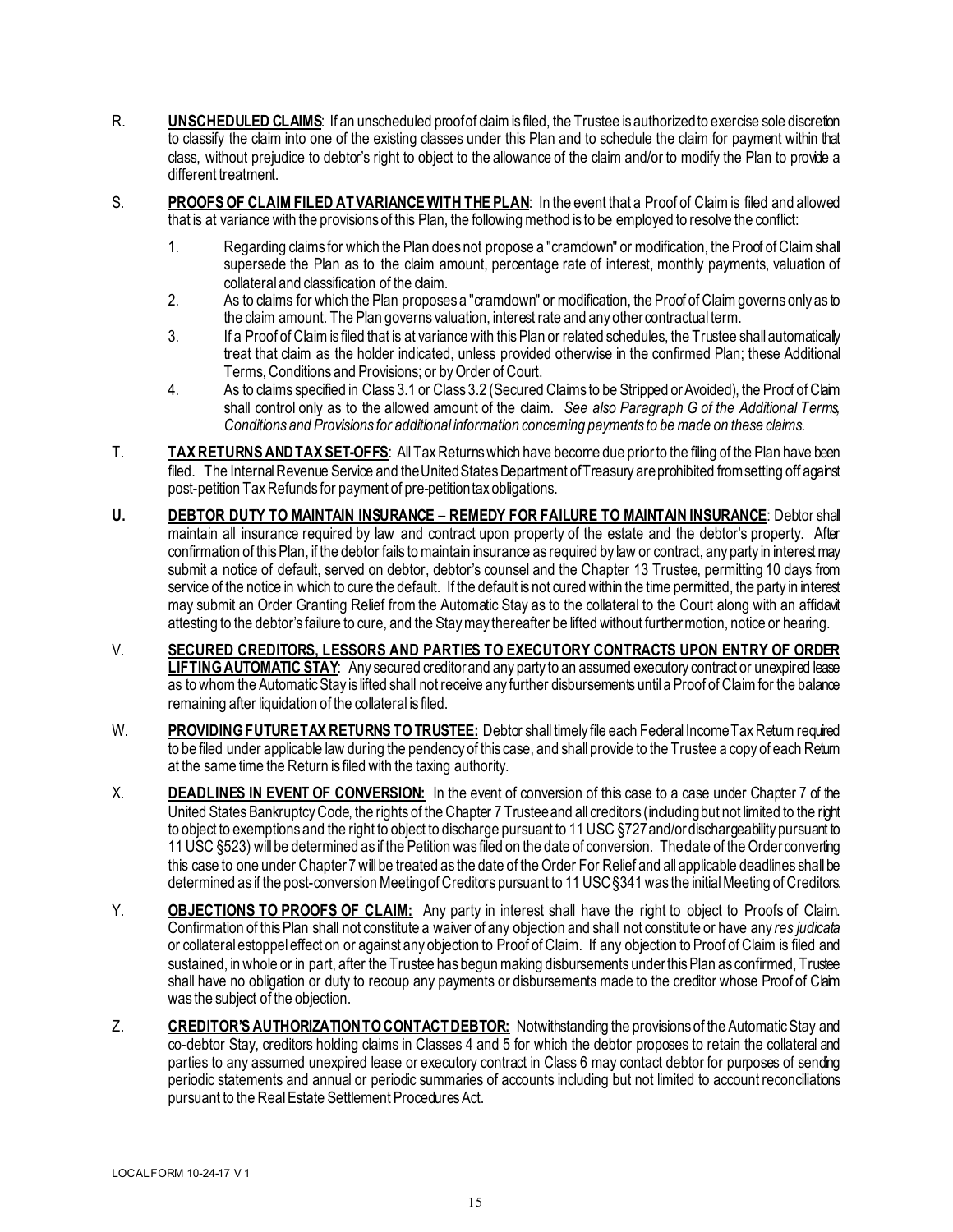R. **UNSCHEDULED CLAIMS**: If an unscheduled proof of claim is filed, the Trustee is authorized to exercise sole discretion to classify the claim into one of the existing classes under this Plan and to schedule the claim for payment within that class, without prejudice to debtor's right to object to the allowance of the claim and/or to modify the Plan to provide a different treatment.

S. **PROOFS OF CLAIM FILED AT VARIANCE WITH THE PLAN**: In the event that a Proof of Claim is filed and allowed that is at variance with the provisions of this Plan, the following method is to be employed to resolve the conflict:

1. Regarding claims for which the Plan does not propose a "cramdown" or modification, the Proof of Claim shall supersede the Plan as to the claim amount, percentage rate of interest, monthly payments, valuation of collateral and classification of the claim.
2. As to claims for which the Plan proposes a "cramdown" or modification, the Proof of Claim governs only as to the claim amount. The Plan governs valuation, interest rate and any other contractual term.
3. If a Proof of Claim is filed that is at variance with this Plan or related schedules, the Trustee shall automatically treat that claim as the holder indicated, unless provided otherwise in the confirmed Plan; these Additional Terms, Conditions and Provisions; or by Order of Court.
4. As to claims specified in Class 3.1 or Class 3.2 (Secured Claims to be Stripped or Avoided), the Proof of Claim shall control only as to the allowed amount of the claim. *See also Paragraph G of the Additional Terms, Conditions and Provisions for additional information concerning payments to be made on these claims.*

T. **TAX RETURNS AND TAX SET-OFFS**: All Tax Returns which have become due prior to the filing of the Plan have been filed. The Internal Revenue Service and the United States Department of Treasury are prohibited from setting off against post-petition Tax Refunds for payment of pre-petition tax obligations.

**U.** **DEBTOR DUTY TO MAINTAIN INSURANCE – REMEDY FOR FAILURE TO MAINTAIN INSURANCE**: Debtor shall maintain all insurance required by law and contract upon property of the estate and the debtor's property. After confirmation of this Plan, if the debtor fails to maintain insurance as required by law or contract, any party in interest may submit a notice of default, served on debtor, debtor's counsel and the Chapter 13 Trustee, permitting 10 days from service of the notice in which to cure the default. If the default is not cured within the time permitted, the party in interest may submit an Order Granting Relief from the Automatic Stay as to the collateral to the Court along with an affidavit attesting to the debtor's failure to cure, and the Stay may thereafter be lifted without further motion, notice or hearing.

V. **SECURED CREDITORS, LESSORS AND PARTIES TO EXECUTORY CONTRACTS UPON ENTRY OF ORDER LIFTING AUTOMATIC STAY**: Any secured creditor and any party to an assumed executory contract or unexpired lease as to whom the Automatic Stay is lifted shall not receive any further disbursements until a Proof of Claim for the balance remaining after liquidation of the collateral is filed.

W. **PROVIDING FUTURE TAX RETURNS TO TRUSTEE:** Debtor shall timely file each Federal Income Tax Return required to be filed under applicable law during the pendency of this case, and shall provide to the Trustee a copy of each Return at the same time the Return is filed with the taxing authority.

X. **DEADLINES IN EVENT OF CONVERSION:** In the event of conversion of this case to a case under Chapter 7 of the United States Bankruptcy Code, the rights of the Chapter 7 Trustee and all creditors (including but not limited to the right to object to exemptions and the right to object to discharge pursuant to 11 USC §727 and/or dischargeability pursuant to 11 USC §523) will be determined as if the Petition was filed on the date of conversion. The date of the Order converting this case to one under Chapter 7 will be treated as the date of the Order For Relief and all applicable deadlines shall be determined as if the post-conversion Meeting of Creditors pursuant to 11 USC §341 was the initial Meeting of Creditors.

Y. **OBJECTIONS TO PROOFS OF CLAIM:** Any party in interest shall have the right to object to Proofs of Claim. Confirmation of this Plan shall not constitute a waiver of any objection and shall not constitute or have any *res judicata* or collateral estoppel effect on or against any objection to Proof of Claim. If any objection to Proof of Claim is filed and sustained, in whole or in part, after the Trustee has begun making disbursements under this Plan as confirmed, Trustee shall have no obligation or duty to recoup any payments or disbursements made to the creditor whose Proof of Claim was the subject of the objection.

Z. **CREDITOR'S AUTHORIZATION TO CONTACT DEBTOR:** Notwithstanding the provisions of the Automatic Stay and co-debtor Stay, creditors holding claims in Classes 4 and 5 for which the debtor proposes to retain the collateral and parties to any assumed unexpired lease or executory contract in Class 6 may contact debtor for purposes of sending periodic statements and annual or periodic summaries of accounts including but not limited to account reconciliations pursuant to the Real Estate Settlement Procedures Act.

LOCAL FORM 10-24-17 V 1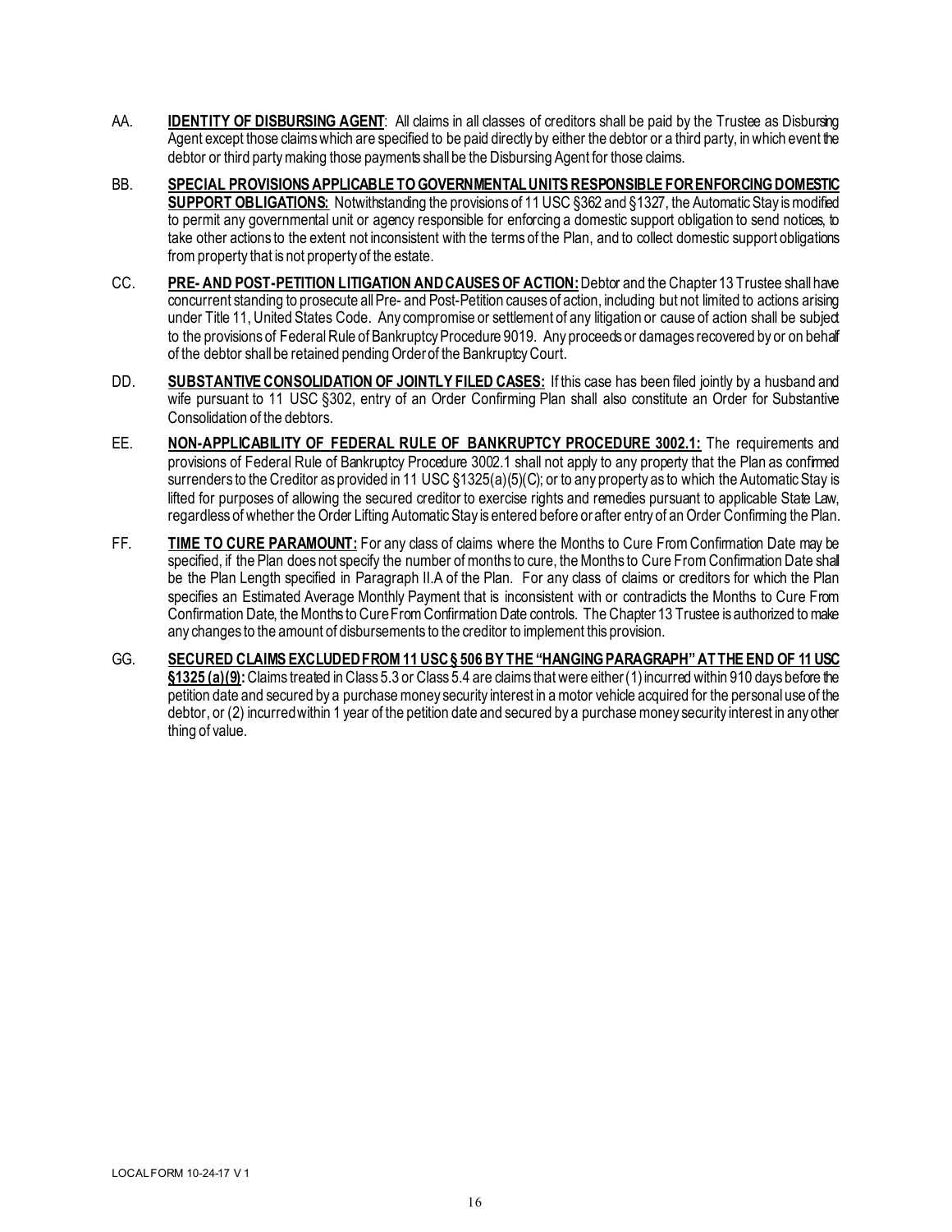AA. **IDENTITY OF DISBURSING AGENT**: All claims in all classes of creditors shall be paid by the Trustee as Disbursing Agent except those claims which are specified to be paid directly by either the debtor or a third party, in which event the debtor or third party making those payments shall be the Disbursing Agent for those claims.

BB. **SPECIAL PROVISIONS APPLICABLE TO GOVERNMENTAL UNITS RESPONSIBLE FOR ENFORCING DOMESTIC SUPPORT OBLIGATIONS:** Notwithstanding the provisions of 11 USC §362 and §1327, the Automatic Stay is modified to permit any governmental unit or agency responsible for enforcing a domestic support obligation to send notices, to take other actions to the extent not inconsistent with the terms of the Plan, and to collect domestic support obligations from property that is not property of the estate.

CC. **PRE- AND POST-PETITION LITIGATION AND CAUSES OF ACTION:** Debtor and the Chapter 13 Trustee shall have concurrent standing to prosecute all Pre- and Post-Petition causes of action, including but not limited to actions arising under Title 11, United States Code. Any compromise or settlement of any litigation or cause of action shall be subject to the provisions of Federal Rule of Bankruptcy Procedure 9019. Any proceeds or damages recovered by or on behalf of the debtor shall be retained pending Order of the Bankruptcy Court.

DD. **SUBSTANTIVE CONSOLIDATION OF JOINTLY FILED CASES:** If this case has been filed jointly by a husband and wife pursuant to 11 USC §302, entry of an Order Confirming Plan shall also constitute an Order for Substantive Consolidation of the debtors.

EE. **NON-APPLICABILITY OF FEDERAL RULE OF BANKRUPTCY PROCEDURE 3002.1:** The requirements and provisions of Federal Rule of Bankruptcy Procedure 3002.1 shall not apply to any property that the Plan as confirmed surrenders to the Creditor as provided in 11 USC §1325(a)(5)(C); or to any property as to which the Automatic Stay is lifted for purposes of allowing the secured creditor to exercise rights and remedies pursuant to applicable State Law, regardless of whether the Order Lifting Automatic Stay is entered before or after entry of an Order Confirming the Plan.

FF. **TIME TO CURE PARAMOUNT:** For any class of claims where the Months to Cure From Confirmation Date may be specified, if the Plan does not specify the number of months to cure, the Months to Cure From Confirmation Date shall be the Plan Length specified in Paragraph II.A of the Plan. For any class of claims or creditors for which the Plan specifies an Estimated Average Monthly Payment that is inconsistent with or contradicts the Months to Cure From Confirmation Date, the Months to Cure From Confirmation Date controls. The Chapter 13 Trustee is authorized to make any changes to the amount of disbursements to the creditor to implement this provision.

GG. **SECURED CLAIMS EXCLUDED FROM 11 USC § 506 BY THE "HANGING PARAGRAPH" AT THE END OF 11 USC §1325 (a)(9):** Claims treated in Class 5.3 or Class 5.4 are claims that were either (1) incurred within 910 days before the petition date and secured by a purchase money security interest in a motor vehicle acquired for the personal use of the debtor, or (2) incurred within 1 year of the petition date and secured by a purchase money security interest in any other thing of value.

LOCAL FORM 10-24-17 V 1